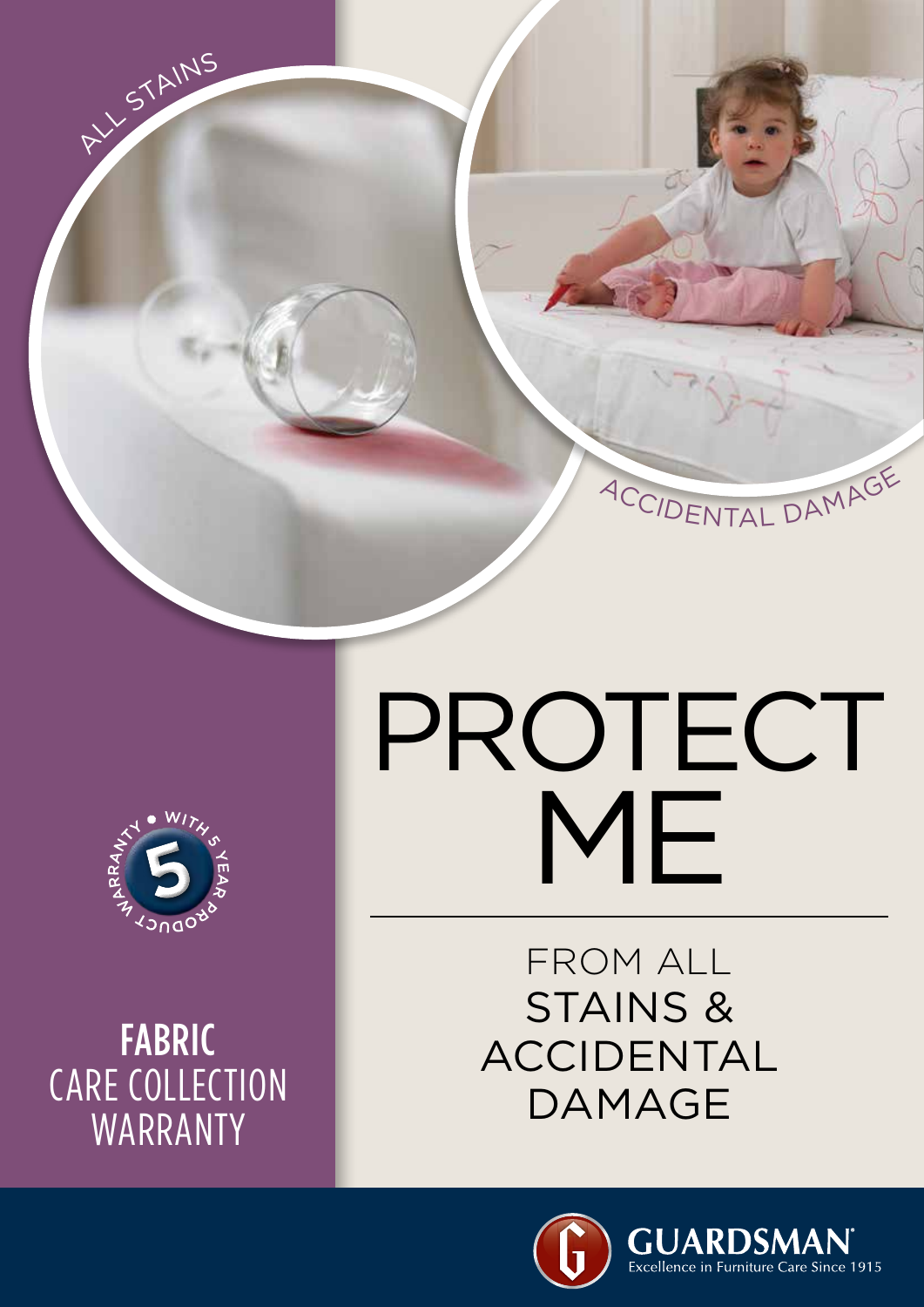ALL STAINS

ACCIDENTAL DAMAGE

# PROTECT ME

FROM ALL
STAINS &
ACCIDENTAL
DAMAGE

WITH 5 YEAR PRODUCT WARRANTY

**FABRIC**
CARE COLLECTION
WARRANTY

GUARDSMAN®
Excellence in Furniture Care Since 1915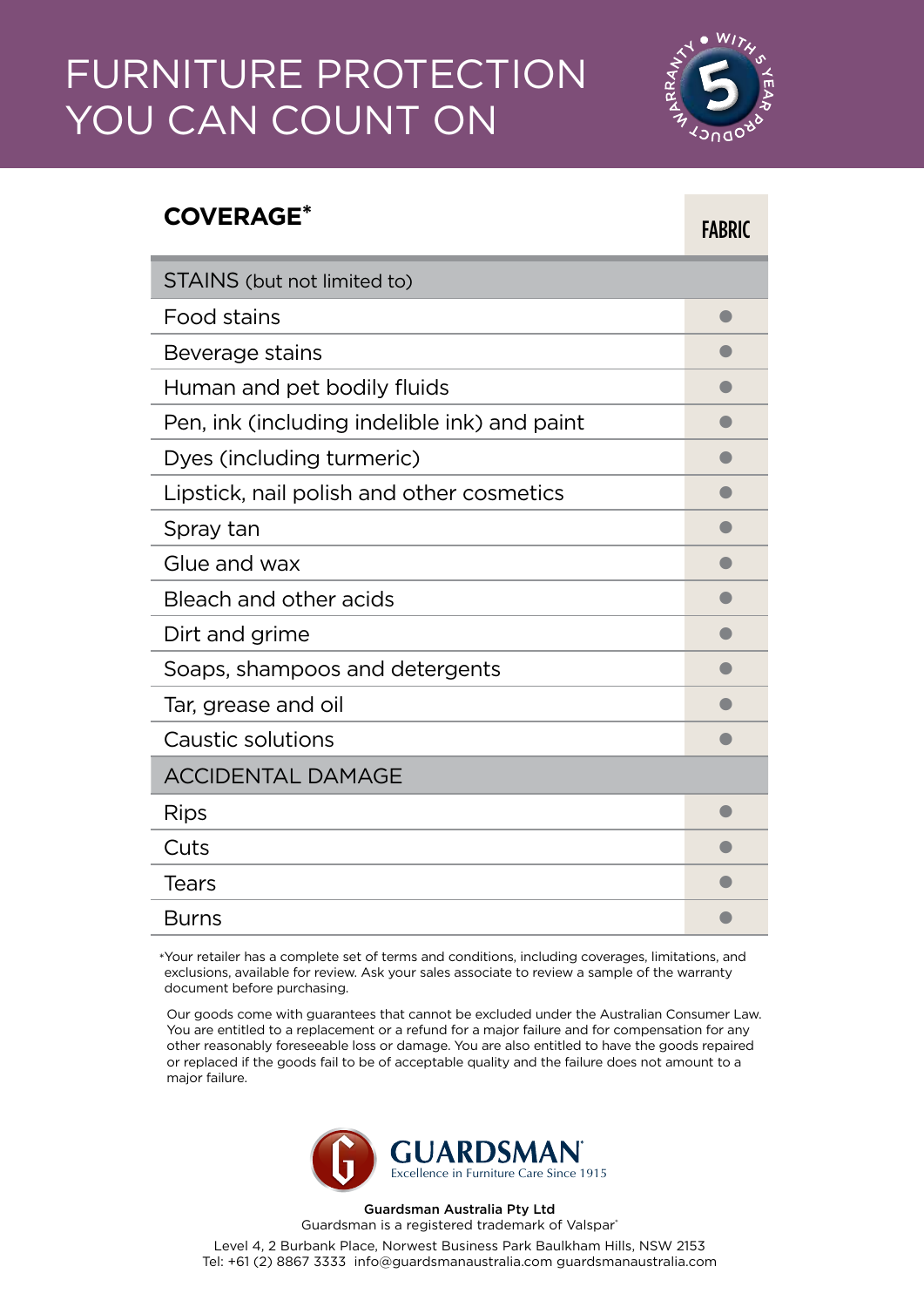# FURNITURE PROTECTION YOU CAN COUNT ON

WITH 5 YEAR PRODUCT WARRANTY

| COVERAGE* | FABRIC |
|---|---|
| **STAINS (but not limited to)** | |
| Food stains | ● |
| Beverage stains | ● |
| Human and pet bodily fluids | ● |
| Pen, ink (including indelible ink) and paint | ● |
| Dyes (including turmeric) | ● |
| Lipstick, nail polish and other cosmetics | ● |
| Spray tan | ● |
| Glue and wax | ● |
| Bleach and other acids | ● |
| Dirt and grime | ● |
| Soaps, shampoos and detergents | ● |
| Tar, grease and oil | ● |
| Caustic solutions | ● |
| **ACCIDENTAL DAMAGE** | |
| Rips | ● |
| Cuts | ● |
| Tears | ● |
| Burns | ● |

*Your retailer has a complete set of terms and conditions, including coverages, limitations, and exclusions, available for review. Ask your sales associate to review a sample of the warranty document before purchasing.

Our goods come with guarantees that cannot be excluded under the Australian Consumer Law. You are entitled to a replacement or a refund for a major failure and for compensation for any other reasonably foreseeable loss or damage. You are also entitled to have the goods repaired or replaced if the goods fail to be of acceptable quality and the failure does not amount to a major failure.

**GUARDSMAN®**
Excellence in Furniture Care Since 1915

**Guardsman Australia Pty Ltd**
Guardsman is a registered trademark of Valspar®

Level 4, 2 Burbank Place, Norwest Business Park Baulkham Hills, NSW 2153
Tel: +61 (2) 8867 3333 info@guardsmanaustralia.com guardsmanaustralia.com